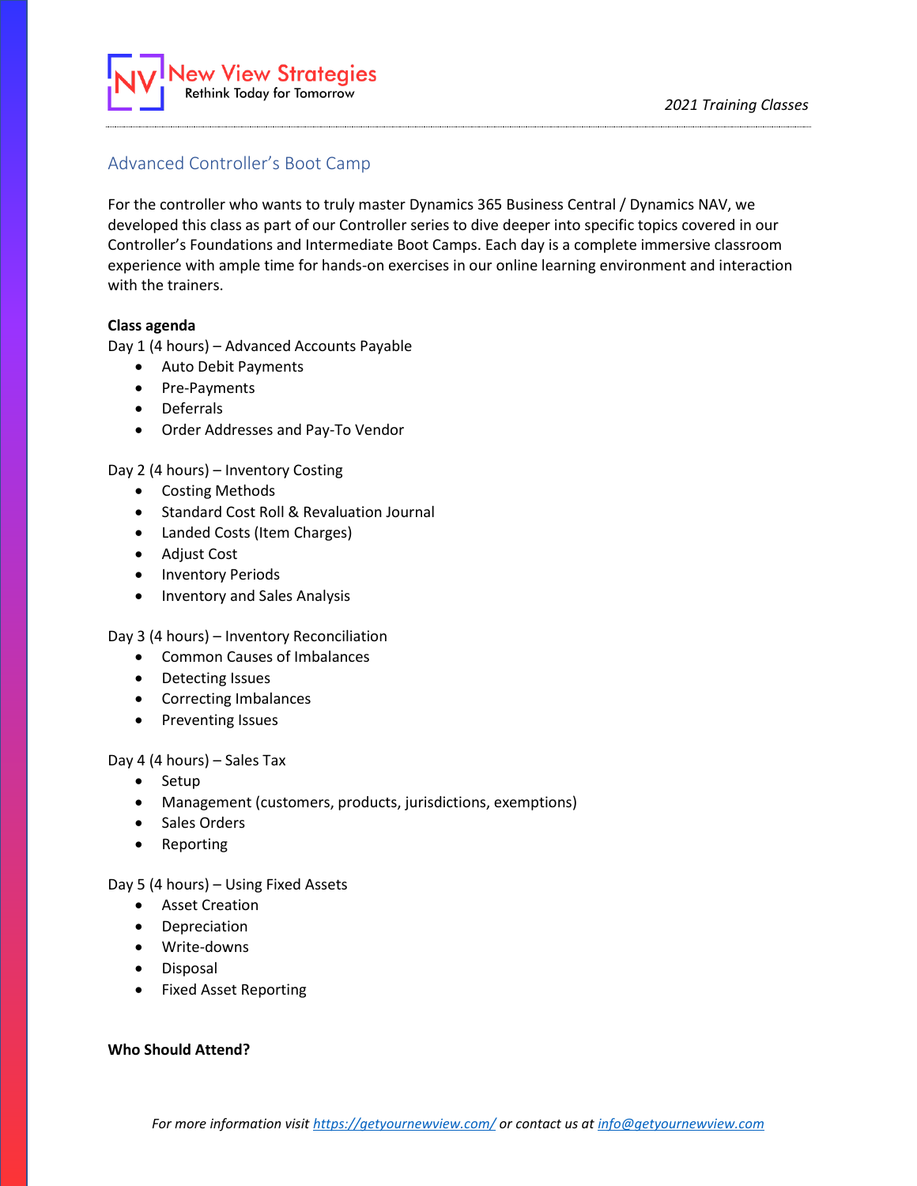# Advanced Controller's Boot Camp

For the controller who wants to truly master Dynamics 365 Business Central / Dynamics NAV, we developed this class as part of our Controller series to dive deeper into specific topics covered in our Controller's Foundations and Intermediate Boot Camps. Each day is a complete immersive classroom experience with ample time for hands-on exercises in our online learning environment and interaction with the trainers.

**Class agenda**

Day 1 (4 hours) – Advanced Accounts Payable

- Auto Debit Payments
- Pre-Payments
- Deferrals
- Order Addresses and Pay-To Vendor

Day 2 (4 hours) – Inventory Costing

- Costing Methods
- Standard Cost Roll & Revaluation Journal
- Landed Costs (Item Charges)
- Adjust Cost
- Inventory Periods
- Inventory and Sales Analysis

Day 3 (4 hours) – Inventory Reconciliation

- Common Causes of Imbalances
- Detecting Issues
- Correcting Imbalances
- Preventing Issues

Day 4 (4 hours) – Sales Tax

- Setup
- Management (customers, products, jurisdictions, exemptions)
- Sales Orders
- Reporting

Day 5 (4 hours) – Using Fixed Assets

- Asset Creation
- Depreciation
- Write-downs
- Disposal
- Fixed Asset Reporting

**Who Should Attend?**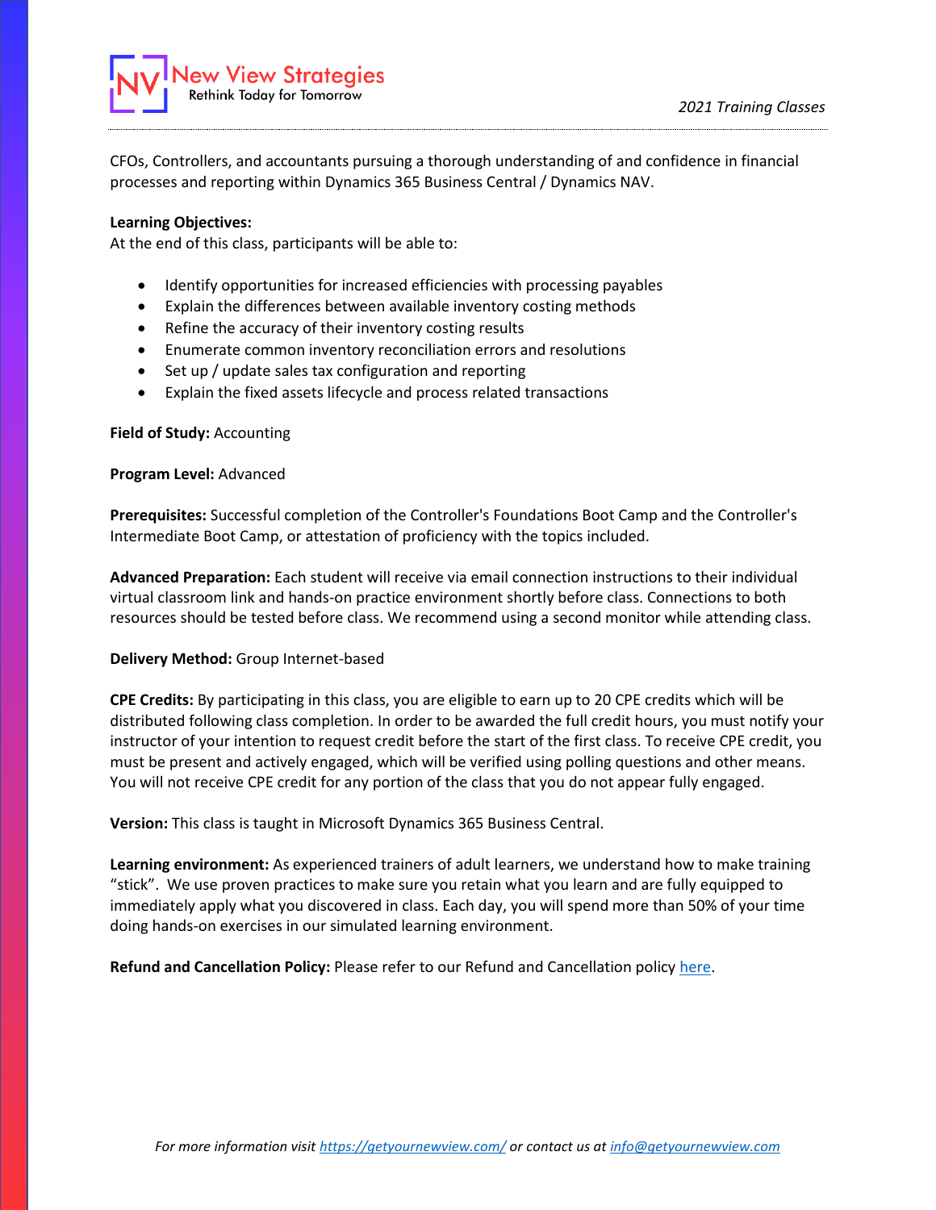CFOs, Controllers, and accountants pursuing a thorough understanding of and confidence in financial processes and reporting within Dynamics 365 Business Central / Dynamics NAV.

**Learning Objectives:**
At the end of this class, participants will be able to:

- Identify opportunities for increased efficiencies with processing payables
- Explain the differences between available inventory costing methods
- Refine the accuracy of their inventory costing results
- Enumerate common inventory reconciliation errors and resolutions
- Set up / update sales tax configuration and reporting
- Explain the fixed assets lifecycle and process related transactions

**Field of Study:** Accounting

**Program Level:** Advanced

**Prerequisites:** Successful completion of the Controller's Foundations Boot Camp and the Controller's Intermediate Boot Camp, or attestation of proficiency with the topics included.

**Advanced Preparation:** Each student will receive via email connection instructions to their individual virtual classroom link and hands-on practice environment shortly before class. Connections to both resources should be tested before class. We recommend using a second monitor while attending class.

**Delivery Method:** Group Internet-based

**CPE Credits:** By participating in this class, you are eligible to earn up to 20 CPE credits which will be distributed following class completion. In order to be awarded the full credit hours, you must notify your instructor of your intention to request credit before the start of the first class. To receive CPE credit, you must be present and actively engaged, which will be verified using polling questions and other means. You will not receive CPE credit for any portion of the class that you do not appear fully engaged.

**Version:** This class is taught in Microsoft Dynamics 365 Business Central.

**Learning environment:** As experienced trainers of adult learners, we understand how to make training "stick". We use proven practices to make sure you retain what you learn and are fully equipped to immediately apply what you discovered in class. Each day, you will spend more than 50% of your time doing hands-on exercises in our simulated learning environment.

**Refund and Cancellation Policy:** Please refer to our Refund and Cancellation policy here.